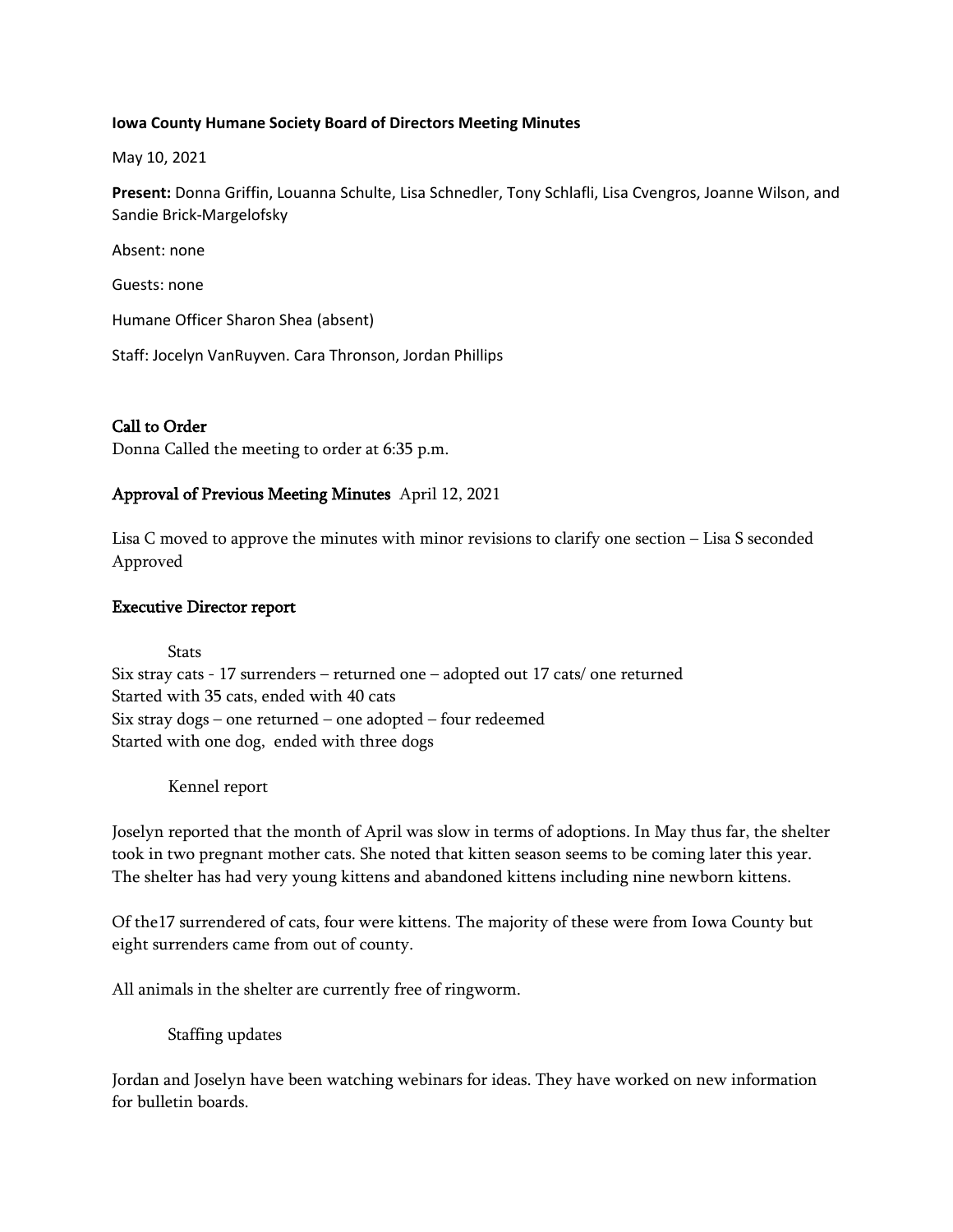**Iowa County Humane Society Board of Directors Meeting Minutes**

May 10, 2021

**Present:** Donna Griffin, Louanna Schulte, Lisa Schnedler, Tony Schlafli, Lisa Cvengros, Joanne Wilson, and Sandie Brick-Margelofsky

Absent: none

Guests: none

Humane Officer Sharon Shea (absent)

Staff: Jocelyn VanRuyven. Cara Thronson, Jordan Phillips

## Call to Order

Donna Called the meeting to order at 6:35 p.m.

## Approval of Previous Meeting Minutes April 12, 2021

Lisa C moved to approve the minutes with minor revisions to clarify one section – Lisa S seconded Approved

## Executive Director report

### Stats

Six stray cats - 17 surrenders – returned one – adopted out 17 cats/ one returned
Started with 35 cats, ended with 40 cats
Six stray dogs – one returned – one adopted – four redeemed
Started with one dog, ended with three dogs

### Kennel report

Joselyn reported that the month of April was slow in terms of adoptions. In May thus far, the shelter took in two pregnant mother cats. She noted that kitten season seems to be coming later this year. The shelter has had very young kittens and abandoned kittens including nine newborn kittens.

Of the17 surrendered of cats, four were kittens. The majority of these were from Iowa County but eight surrenders came from out of county.

All animals in the shelter are currently free of ringworm.

### Staffing updates

Jordan and Joselyn have been watching webinars for ideas. They have worked on new information for bulletin boards.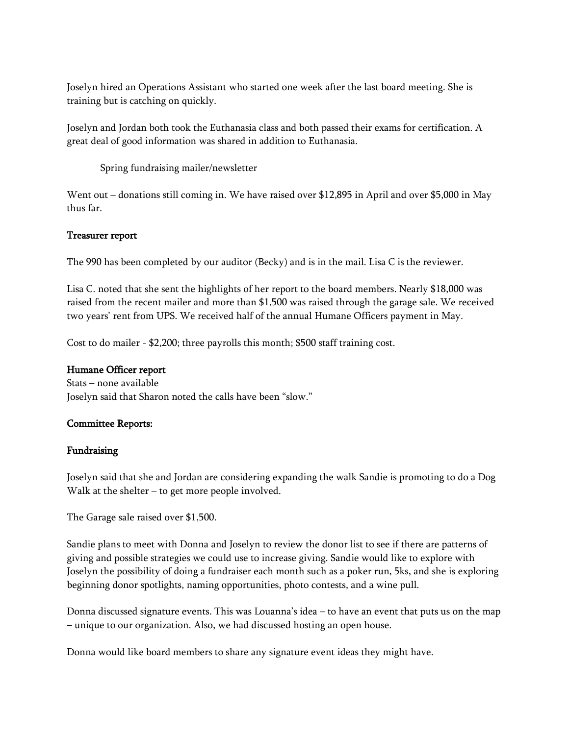Joselyn hired an Operations Assistant who started one week after the last board meeting. She is training but is catching on quickly.

Joselyn and Jordan both took the Euthanasia class and both passed their exams for certification. A great deal of good information was shared in addition to Euthanasia.

Spring fundraising mailer/newsletter

Went out – donations still coming in. We have raised over $12,895 in April and over $5,000 in May thus far.

**Treasurer report**

The 990 has been completed by our auditor (Becky) and is in the mail. Lisa C is the reviewer.

Lisa C. noted that she sent the highlights of her report to the board members. Nearly $18,000 was raised from the recent mailer and more than $1,500 was raised through the garage sale. We received two years' rent from UPS. We received half of the annual Humane Officers payment in May.

Cost to do mailer - $2,200; three payrolls this month; $500 staff training cost.

**Humane Officer report**

Stats – none available
Joselyn said that Sharon noted the calls have been "slow."

**Committee Reports:**

**Fundraising**

Joselyn said that she and Jordan are considering expanding the walk Sandie is promoting to do a Dog Walk at the shelter – to get more people involved.

The Garage sale raised over $1,500.

Sandie plans to meet with Donna and Joselyn to review the donor list to see if there are patterns of giving and possible strategies we could use to increase giving. Sandie would like to explore with Joselyn the possibility of doing a fundraiser each month such as a poker run, 5ks, and she is exploring beginning donor spotlights, naming opportunities, photo contests, and a wine pull.

Donna discussed signature events. This was Louanna's idea – to have an event that puts us on the map – unique to our organization. Also, we had discussed hosting an open house.

Donna would like board members to share any signature event ideas they might have.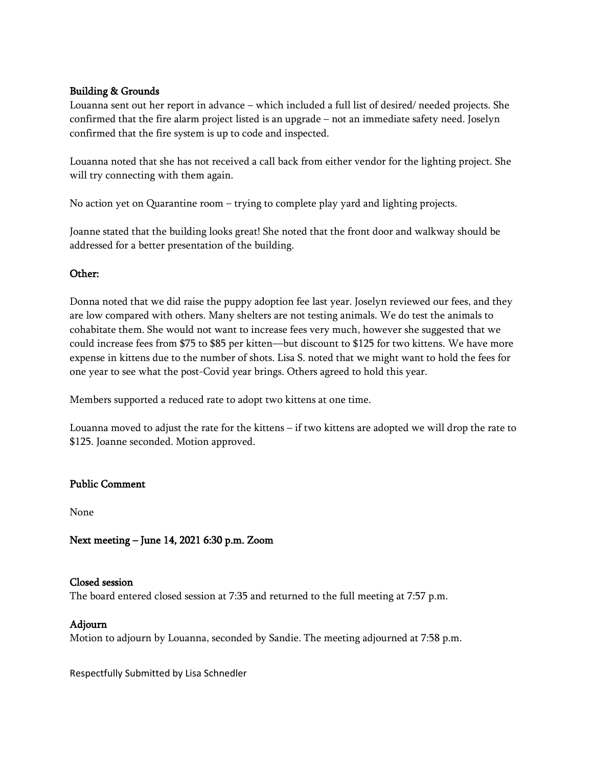**Building & Grounds**

Louanna sent out her report in advance – which included a full list of desired/ needed projects. She confirmed that the fire alarm project listed is an upgrade – not an immediate safety need. Joselyn confirmed that the fire system is up to code and inspected.

Louanna noted that she has not received a call back from either vendor for the lighting project. She will try connecting with them again.

No action yet on Quarantine room – trying to complete play yard and lighting projects.

Joanne stated that the building looks great! She noted that the front door and walkway should be addressed for a better presentation of the building.

**Other:**

Donna noted that we did raise the puppy adoption fee last year. Joselyn reviewed our fees, and they are low compared with others. Many shelters are not testing animals. We do test the animals to cohabitate them. She would not want to increase fees very much, however she suggested that we could increase fees from $75 to $85 per kitten—but discount to $125 for two kittens. We have more expense in kittens due to the number of shots. Lisa S. noted that we might want to hold the fees for one year to see what the post-Covid year brings. Others agreed to hold this year.

Members supported a reduced rate to adopt two kittens at one time.

Louanna moved to adjust the rate for the kittens – if two kittens are adopted we will drop the rate to $125. Joanne seconded. Motion approved.

**Public Comment**

None

**Next meeting – June 14, 2021 6:30 p.m. Zoom**

**Closed session**

The board entered closed session at 7:35 and returned to the full meeting at 7:57 p.m.

**Adjourn**

Motion to adjourn by Louanna, seconded by Sandie. The meeting adjourned at 7:58 p.m.

Respectfully Submitted by Lisa Schnedler